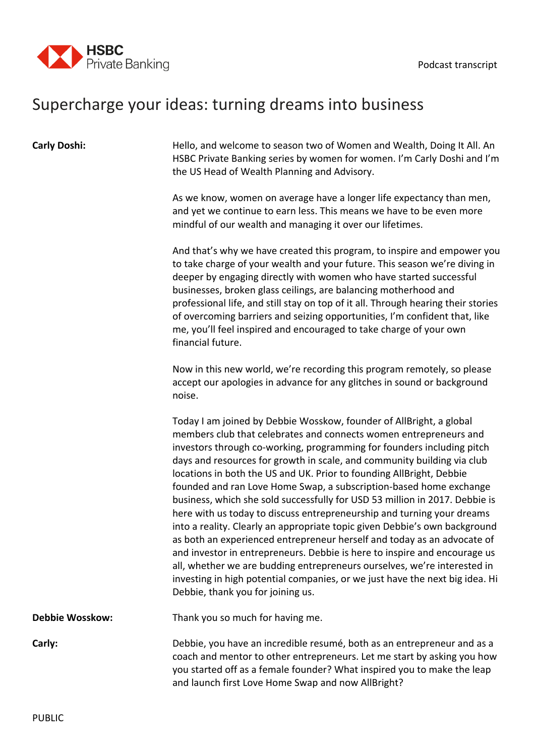# Supercharge your ideas: turning dreams into business

**Carly Doshi:** Hello, and welcome to season two of Women and Wealth, Doing It All. An HSBC Private Banking series by women for women. I'm Carly Doshi and I'm the US Head of Wealth Planning and Advisory.

As we know, women on average have a longer life expectancy than men, and yet we continue to earn less. This means we have to be even more mindful of our wealth and managing it over our lifetimes.

And that's why we have created this program, to inspire and empower you to take charge of your wealth and your future. This season we're diving in deeper by engaging directly with women who have started successful businesses, broken glass ceilings, are balancing motherhood and professional life, and still stay on top of it all. Through hearing their stories of overcoming barriers and seizing opportunities, I'm confident that, like me, you'll feel inspired and encouraged to take charge of your own financial future.

Now in this new world, we're recording this program remotely, so please accept our apologies in advance for any glitches in sound or background noise.

Today I am joined by Debbie Wosskow, founder of AllBright, a global members club that celebrates and connects women entrepreneurs and investors through co-working, programming for founders including pitch days and resources for growth in scale, and community building via club locations in both the US and UK. Prior to founding AllBright, Debbie founded and ran Love Home Swap, a subscription-based home exchange business, which she sold successfully for USD 53 million in 2017. Debbie is here with us today to discuss entrepreneurship and turning your dreams into a reality. Clearly an appropriate topic given Debbie's own background as both an experienced entrepreneur herself and today as an advocate of and investor in entrepreneurs. Debbie is here to inspire and encourage us all, whether we are budding entrepreneurs ourselves, we're interested in investing in high potential companies, or we just have the next big idea. Hi Debbie, thank you for joining us.

**Debbie Wosskow:** Thank you so much for having me.

**Carly:** Debbie, you have an incredible resumé, both as an entrepreneur and as a coach and mentor to other entrepreneurs. Let me start by asking you how you started off as a female founder? What inspired you to make the leap and launch first Love Home Swap and now AllBright?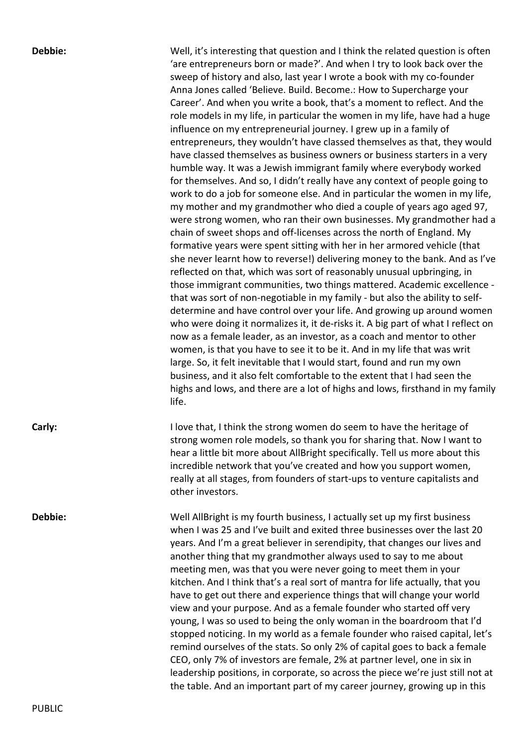**Debbie:** Well, it's interesting that question and I think the related question is often 'are entrepreneurs born or made?'. And when I try to look back over the sweep of history and also, last year I wrote a book with my co-founder Anna Jones called 'Believe. Build. Become.: How to Supercharge your Career'. And when you write a book, that's a moment to reflect. And the role models in my life, in particular the women in my life, have had a huge influence on my entrepreneurial journey. I grew up in a family of entrepreneurs, they wouldn't have classed themselves as that, they would have classed themselves as business owners or business starters in a very humble way. It was a Jewish immigrant family where everybody worked for themselves. And so, I didn't really have any context of people going to work to do a job for someone else. And in particular the women in my life, my mother and my grandmother who died a couple of years ago aged 97, were strong women, who ran their own businesses. My grandmother had a chain of sweet shops and off-licenses across the north of England. My formative years were spent sitting with her in her armored vehicle (that she never learnt how to reverse!) delivering money to the bank. And as I've reflected on that, which was sort of reasonably unusual upbringing, in those immigrant communities, two things mattered. Academic excellence - that was sort of non-negotiable in my family - but also the ability to self-determine and have control over your life. And growing up around women who were doing it normalizes it, it de-risks it. A big part of what I reflect on now as a female leader, as an investor, as a coach and mentor to other women, is that you have to see it to be it. And in my life that was writ large. So, it felt inevitable that I would start, found and run my own business, and it also felt comfortable to the extent that I had seen the highs and lows, and there are a lot of highs and lows, firsthand in my family life.

**Carly:** I love that, I think the strong women do seem to have the heritage of strong women role models, so thank you for sharing that. Now I want to hear a little bit more about AllBright specifically. Tell us more about this incredible network that you've created and how you support women, really at all stages, from founders of start-ups to venture capitalists and other investors.

**Debbie:** Well AllBright is my fourth business, I actually set up my first business when I was 25 and I've built and exited three businesses over the last 20 years. And I'm a great believer in serendipity, that changes our lives and another thing that my grandmother always used to say to me about meeting men, was that you were never going to meet them in your kitchen. And I think that's a real sort of mantra for life actually, that you have to get out there and experience things that will change your world view and your purpose. And as a female founder who started off very young, I was so used to being the only woman in the boardroom that I'd stopped noticing. In my world as a female founder who raised capital, let's remind ourselves of the stats. So only 2% of capital goes to back a female CEO, only 7% of investors are female, 2% at partner level, one in six in leadership positions, in corporate, so across the piece we're just still not at the table. And an important part of my career journey, growing up in this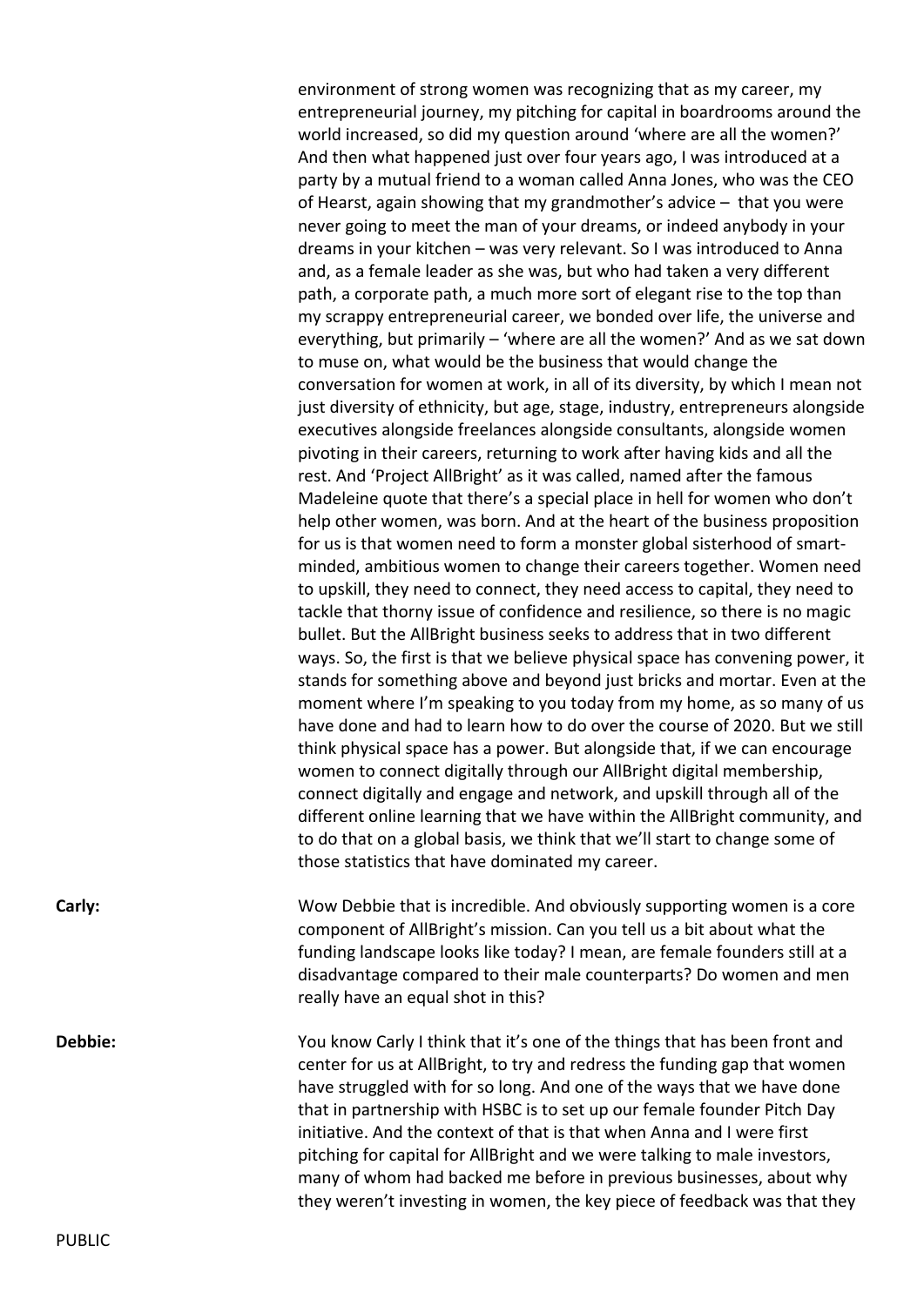environment of strong women was recognizing that as my career, my entrepreneurial journey, my pitching for capital in boardrooms around the world increased, so did my question around 'where are all the women?' And then what happened just over four years ago, I was introduced at a party by a mutual friend to a woman called Anna Jones, who was the CEO of Hearst, again showing that my grandmother's advice – that you were never going to meet the man of your dreams, or indeed anybody in your dreams in your kitchen – was very relevant. So I was introduced to Anna and, as a female leader as she was, but who had taken a very different path, a corporate path, a much more sort of elegant rise to the top than my scrappy entrepreneurial career, we bonded over life, the universe and everything, but primarily – 'where are all the women?' And as we sat down to muse on, what would be the business that would change the conversation for women at work, in all of its diversity, by which I mean not just diversity of ethnicity, but age, stage, industry, entrepreneurs alongside executives alongside freelances alongside consultants, alongside women pivoting in their careers, returning to work after having kids and all the rest. And 'Project AllBright' as it was called, named after the famous Madeleine quote that there's a special place in hell for women who don't help other women, was born. And at the heart of the business proposition for us is that women need to form a monster global sisterhood of smart-minded, ambitious women to change their careers together. Women need to upskill, they need to connect, they need access to capital, they need to tackle that thorny issue of confidence and resilience, so there is no magic bullet. But the AllBright business seeks to address that in two different ways. So, the first is that we believe physical space has convening power, it stands for something above and beyond just bricks and mortar. Even at the moment where I'm speaking to you today from my home, as so many of us have done and had to learn how to do over the course of 2020. But we still think physical space has a power. But alongside that, if we can encourage women to connect digitally through our AllBright digital membership, connect digitally and engage and network, and upskill through all of the different online learning that we have within the AllBright community, and to do that on a global basis, we think that we'll start to change some of those statistics that have dominated my career.

**Carly:** Wow Debbie that is incredible. And obviously supporting women is a core component of AllBright's mission. Can you tell us a bit about what the funding landscape looks like today? I mean, are female founders still at a disadvantage compared to their male counterparts? Do women and men really have an equal shot in this?

**Debbie:** You know Carly I think that it's one of the things that has been front and center for us at AllBright, to try and redress the funding gap that women have struggled with for so long. And one of the ways that we have done that in partnership with HSBC is to set up our female founder Pitch Day initiative. And the context of that is that when Anna and I were first pitching for capital for AllBright and we were talking to male investors, many of whom had backed me before in previous businesses, about why they weren't investing in women, the key piece of feedback was that they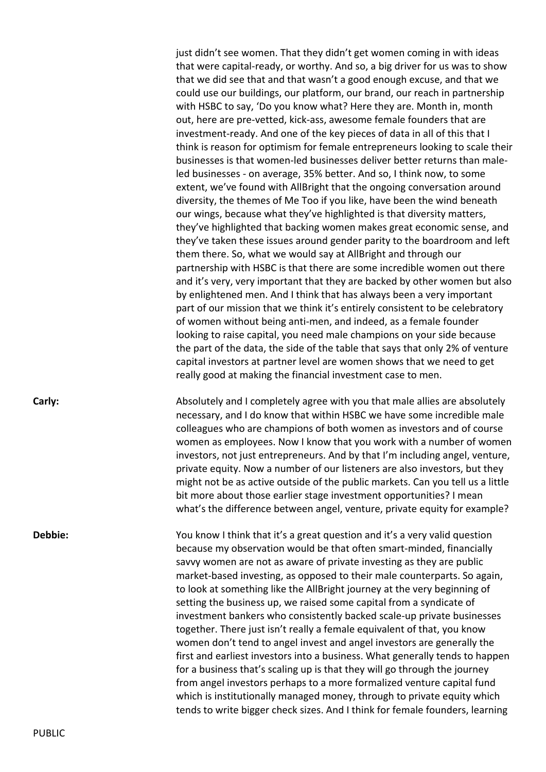just didn't see women. That they didn't get women coming in with ideas that were capital-ready, or worthy. And so, a big driver for us was to show that we did see that and that wasn't a good enough excuse, and that we could use our buildings, our platform, our brand, our reach in partnership with HSBC to say, 'Do you know what? Here they are. Month in, month out, here are pre-vetted, kick-ass, awesome female founders that are investment-ready. And one of the key pieces of data in all of this that I think is reason for optimism for female entrepreneurs looking to scale their businesses is that women-led businesses deliver better returns than male-led businesses - on average, 35% better. And so, I think now, to some extent, we've found with AllBright that the ongoing conversation around diversity, the themes of Me Too if you like, have been the wind beneath our wings, because what they've highlighted is that diversity matters, they've highlighted that backing women makes great economic sense, and they've taken these issues around gender parity to the boardroom and left them there. So, what we would say at AllBright and through our partnership with HSBC is that there are some incredible women out there and it's very, very important that they are backed by other women but also by enlightened men. And I think that has always been a very important part of our mission that we think it's entirely consistent to be celebratory of women without being anti-men, and indeed, as a female founder looking to raise capital, you need male champions on your side because the part of the data, the side of the table that says that only 2% of venture capital investors at partner level are women shows that we need to get really good at making the financial investment case to men.

**Carly:** Absolutely and I completely agree with you that male allies are absolutely necessary, and I do know that within HSBC we have some incredible male colleagues who are champions of both women as investors and of course women as employees. Now I know that you work with a number of women investors, not just entrepreneurs. And by that I'm including angel, venture, private equity. Now a number of our listeners are also investors, but they might not be as active outside of the public markets. Can you tell us a little bit more about those earlier stage investment opportunities? I mean what's the difference between angel, venture, private equity for example?

**Debbie:** You know I think that it's a great question and it's a very valid question because my observation would be that often smart-minded, financially savvy women are not as aware of private investing as they are public market-based investing, as opposed to their male counterparts. So again, to look at something like the AllBright journey at the very beginning of setting the business up, we raised some capital from a syndicate of investment bankers who consistently backed scale-up private businesses together. There just isn't really a female equivalent of that, you know women don't tend to angel invest and angel investors are generally the first and earliest investors into a business. What generally tends to happen for a business that's scaling up is that they will go through the journey from angel investors perhaps to a more formalized venture capital fund which is institutionally managed money, through to private equity which tends to write bigger check sizes. And I think for female founders, learning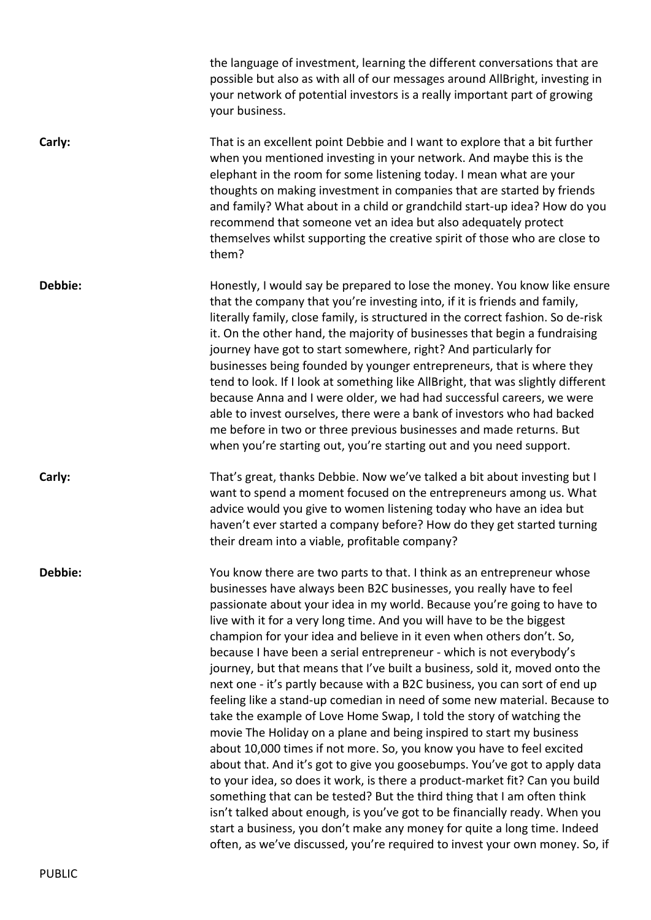the language of investment, learning the different conversations that are possible but also as with all of our messages around AllBright, investing in your network of potential investors is a really important part of growing your business.

**Carly:** That is an excellent point Debbie and I want to explore that a bit further when you mentioned investing in your network. And maybe this is the elephant in the room for some listening today. I mean what are your thoughts on making investment in companies that are started by friends and family? What about in a child or grandchild start-up idea? How do you recommend that someone vet an idea but also adequately protect themselves whilst supporting the creative spirit of those who are close to them?

**Debbie:** Honestly, I would say be prepared to lose the money. You know like ensure that the company that you're investing into, if it is friends and family, literally family, close family, is structured in the correct fashion. So de-risk it. On the other hand, the majority of businesses that begin a fundraising journey have got to start somewhere, right? And particularly for businesses being founded by younger entrepreneurs, that is where they tend to look. If I look at something like AllBright, that was slightly different because Anna and I were older, we had had successful careers, we were able to invest ourselves, there were a bank of investors who had backed me before in two or three previous businesses and made returns. But when you're starting out, you're starting out and you need support.

**Carly:** That's great, thanks Debbie. Now we've talked a bit about investing but I want to spend a moment focused on the entrepreneurs among us. What advice would you give to women listening today who have an idea but haven't ever started a company before? How do they get started turning their dream into a viable, profitable company?

**Debbie:** You know there are two parts to that. I think as an entrepreneur whose businesses have always been B2C businesses, you really have to feel passionate about your idea in my world. Because you're going to have to live with it for a very long time. And you will have to be the biggest champion for your idea and believe in it even when others don't. So, because I have been a serial entrepreneur - which is not everybody's journey, but that means that I've built a business, sold it, moved onto the next one - it's partly because with a B2C business, you can sort of end up feeling like a stand-up comedian in need of some new material. Because to take the example of Love Home Swap, I told the story of watching the movie The Holiday on a plane and being inspired to start my business about 10,000 times if not more. So, you know you have to feel excited about that. And it's got to give you goosebumps. You've got to apply data to your idea, so does it work, is there a product-market fit? Can you build something that can be tested? But the third thing that I am often think isn't talked about enough, is you've got to be financially ready. When you start a business, you don't make any money for quite a long time. Indeed often, as we've discussed, you're required to invest your own money. So, if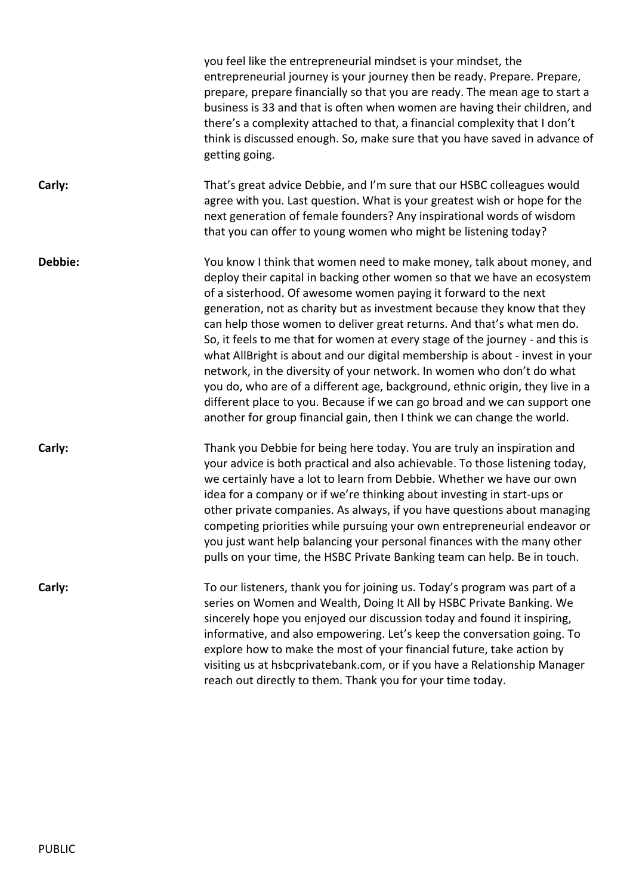you feel like the entrepreneurial mindset is your mindset, the entrepreneurial journey is your journey then be ready. Prepare. Prepare, prepare, prepare financially so that you are ready. The mean age to start a business is 33 and that is often when women are having their children, and there's a complexity attached to that, a financial complexity that I don't think is discussed enough. So, make sure that you have saved in advance of getting going.

**Carly:** That's great advice Debbie, and I'm sure that our HSBC colleagues would agree with you. Last question. What is your greatest wish or hope for the next generation of female founders? Any inspirational words of wisdom that you can offer to young women who might be listening today?

**Debbie:** You know I think that women need to make money, talk about money, and deploy their capital in backing other women so that we have an ecosystem of a sisterhood. Of awesome women paying it forward to the next generation, not as charity but as investment because they know that they can help those women to deliver great returns. And that's what men do. So, it feels to me that for women at every stage of the journey - and this is what AllBright is about and our digital membership is about - invest in your network, in the diversity of your network. In women who don't do what you do, who are of a different age, background, ethnic origin, they live in a different place to you. Because if we can go broad and we can support one another for group financial gain, then I think we can change the world.

**Carly:** Thank you Debbie for being here today. You are truly an inspiration and your advice is both practical and also achievable. To those listening today, we certainly have a lot to learn from Debbie. Whether we have our own idea for a company or if we're thinking about investing in start-ups or other private companies. As always, if you have questions about managing competing priorities while pursuing your own entrepreneurial endeavor or you just want help balancing your personal finances with the many other pulls on your time, the HSBC Private Banking team can help. Be in touch.

**Carly:** To our listeners, thank you for joining us. Today's program was part of a series on Women and Wealth, Doing It All by HSBC Private Banking. We sincerely hope you enjoyed our discussion today and found it inspiring, informative, and also empowering. Let's keep the conversation going. To explore how to make the most of your financial future, take action by visiting us at hsbcprivatebank.com, or if you have a Relationship Manager reach out directly to them. Thank you for your time today.